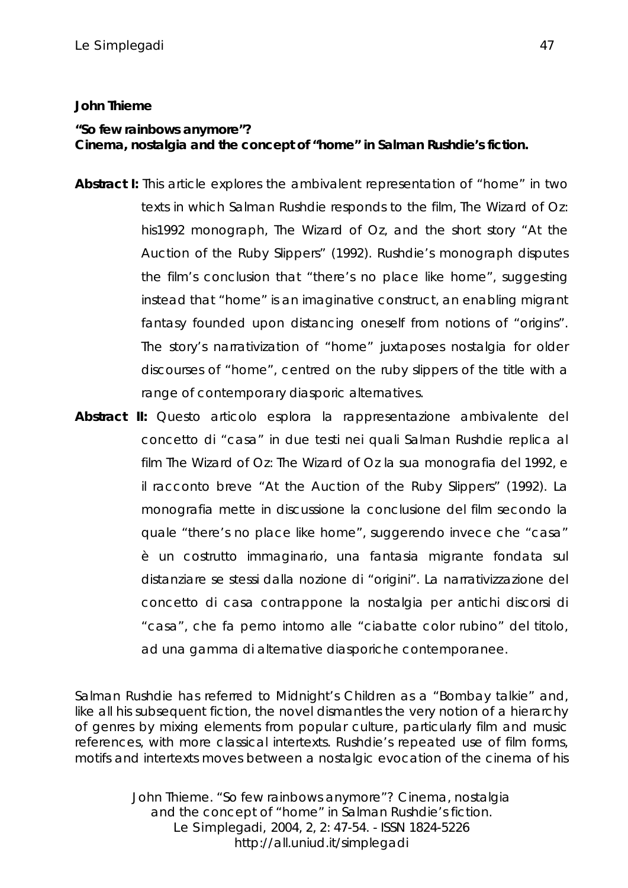**John Thieme**

**"So few rainbows anymore"?**
**Cinema, nostalgia and the concept of "home" in Salman Rushdie's fiction.**

**Abstract I:** This article explores the ambivalent representation of "home" in two texts in which Salman Rushdie responds to the film, The Wizard of Oz: his1992 monograph, The Wizard of Oz, and the short story "At the Auction of the Ruby Slippers" (1992). Rushdie's monograph disputes the film's conclusion that "there's no place like home", suggesting instead that "home" is an imaginative construct, an enabling migrant fantasy founded upon distancing oneself from notions of "origins". The story's narrativization of "home" juxtaposes nostalgia for older discourses of "home", centred on the ruby slippers of the title with a range of contemporary diasporic alternatives.

**Abstract II:** Questo articolo esplora la rappresentazione ambivalente del concetto di "casa" in due testi nei quali Salman Rushdie replica al film The Wizard of Oz: The Wizard of Oz la sua monografia del 1992, e il racconto breve "At the Auction of the Ruby Slippers" (1992). La monografia mette in discussione la conclusione del film secondo la quale "there's no place like home", suggerendo invece che "casa" è un costrutto immaginario, una fantasia migrante fondata sul distanziare se stessi dalla nozione di "origini". La narrativizzazione del concetto di casa contrappone la nostalgia per antichi discorsi di "casa", che fa perno intorno alle "ciabatte color rubino" del titolo, ad una gamma di alternative diasporiche contemporanee.

Salman Rushdie has referred to Midnight's Children as a "Bombay talkie" and, like all his subsequent fiction, the novel dismantles the very notion of a hierarchy of genres by mixing elements from popular culture, particularly film and music references, with more classical intertexts. Rushdie's repeated use of film forms, motifs and intertexts moves between a nostalgic evocation of the cinema of his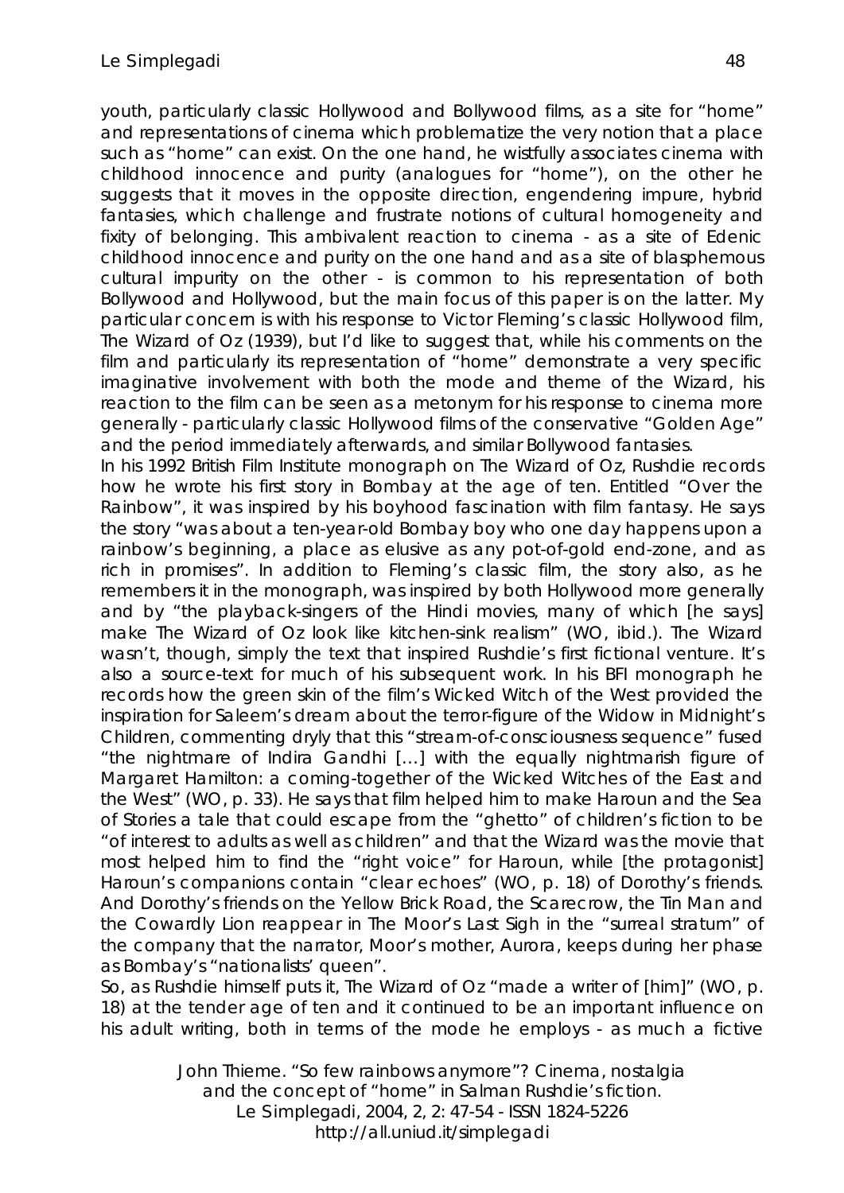youth, particularly classic Hollywood and Bollywood films, as a site for "home" and representations of cinema which problematize the very notion that a place such as "home" can exist. On the one hand, he wistfully associates cinema with childhood innocence and purity (analogues for "home"), on the other he suggests that it moves in the opposite direction, engendering impure, hybrid fantasies, which challenge and frustrate notions of cultural homogeneity and fixity of belonging. This ambivalent reaction to cinema - as a site of Edenic childhood innocence and purity on the one hand and as a site of blasphemous cultural impurity on the other - is common to his representation of both Bollywood and Hollywood, but the main focus of this paper is on the latter. My particular concern is with his response to Victor Fleming's classic Hollywood film, *The Wizard of Oz* (1939), but I'd like to suggest that, while his comments on the film and particularly his representation of "home" demonstrate a very specific imaginative involvement with both the mode and theme of the *Wizard*, his reaction to the film can be seen as a metonym for his response to cinema more generally - particularly classic Hollywood films of the conservative "Golden Age" and the period immediately afterwards, and similar Bollywood fantasies.

In his 1992 British Film Institute monograph on *The Wizard of Oz*, Rushdie records how he wrote his first story in Bombay at the age of ten. Entitled "Over the Rainbow", it was inspired by his boyhood fascination with film fantasy. He says the story "was about a ten-year-old Bombay boy who one day happens upon a rainbow's beginning, a place as elusive as any pot-of-gold end-zone, and as rich in promises". In addition to Fleming's classic film, the story also, as he remembers it in the monograph, was inspired by both Hollywood more generally and by "the playback-singers of the Hindi movies, many of which [he says] make *The Wizard of Oz* look like kitchen-sink realism" (*WO*, ibid.). The *Wizard* wasn't, though, simply the text that inspired Rushdie's first fictional venture. It's also a source-text for much of his subsequent work. In his BFI monograph he records how the green skin of the film's Wicked Witch of the West provided the inspiration for Saleem's dream about the terror-figure of the Widow in *Midnight's Children*, commenting dryly that this "stream-of-consciousness sequence" fused "the nightmare of Indira Gandhi [...] with the equally nightmarish figure of Margaret Hamilton: a coming-together of the Wicked Witches of the East and the West" (*WO*, p. 33). He says that film helped him to make *Haroun and the Sea of Stories* a tale that could escape from the "ghetto" of children's fiction to be "of interest to adults as well as children" and that the *Wizard* was the movie that most helped him to find the "right voice" for *Haroun*, while [the protagonist] Haroun's companions contain "clear echoes" (*WO*, p. 18) of Dorothy's friends. And Dorothy's friends on the Yellow Brick Road, the Scarecrow, the Tin Man and the Cowardly Lion reappear in *The Moor's Last Sigh* in the "surreal stratum" of the company that the narrator, Moor's mother, Aurora, keeps during her phase as Bombay's "nationalists' queen".

So, as Rushdie himself puts it, *The Wizard of Oz* "made a writer of [him]" (*WO*, p. 18) at the tender age of ten and it continued to be an important influence on his adult writing, both in terms of the mode he employs - as much a fictive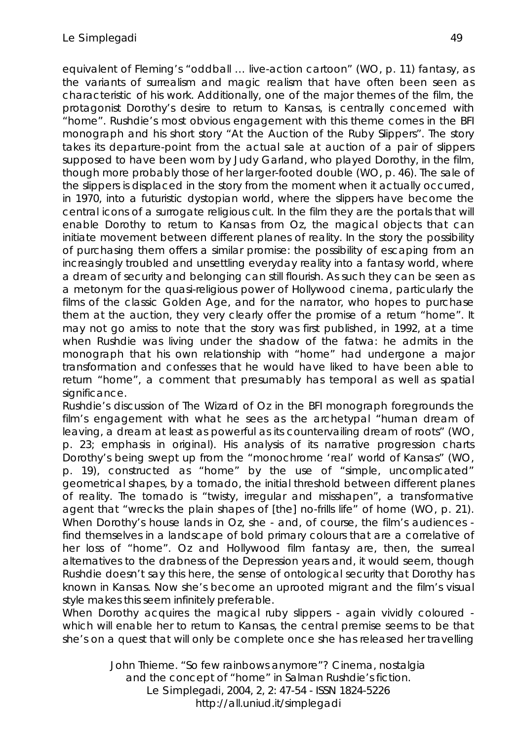equivalent of Fleming's "oddball … live-action cartoon" (WO, p. 11) fantasy, as the variants of surrealism and magic realism that have often been seen as characteristic of his work. Additionally, one of the major themes of the film, the protagonist Dorothy's desire to return to Kansas, is centrally concerned with "home". Rushdie's most obvious engagement with this theme comes in the BFI monograph and his short story "At the Auction of the Ruby Slippers". The story takes its departure-point from the actual sale at auction of a pair of slippers supposed to have been worn by Judy Garland, who played Dorothy, in the film, though more probably those of her larger-footed double (WO, p. 46). The sale of the slippers is displaced in the story from the moment when it actually occurred, in 1970, into a futuristic dystopian world, where the slippers have become the central icons of a surrogate religious cult. In the film they are the portals that will enable Dorothy to return to Kansas from Oz, the magical objects that can initiate movement between different planes of reality. In the story the possibility of purchasing them offers a similar promise: the possibility of escaping from an increasingly troubled and unsettling everyday reality into a fantasy world, where a dream of security and belonging can still flourish. As such they can be seen as a metonym for the quasi-religious power of Hollywood cinema, particularly the films of the classic Golden Age, and for the narrator, who hopes to purchase them at the auction, they very clearly offer the promise of a return "home". It may not go amiss to note that the story was first published, in 1992, at a time when Rushdie was living under the shadow of the fatwa: he admits in the monograph that his own relationship with "home" had undergone a major transformation and confesses that he would have liked to have been able to return "home", a comment that presumably has temporal as well as spatial significance.

Rushdie's discussion of The Wizard of Oz in the BFI monograph foregrounds the film's engagement with what he sees as the archetypal "human dream of *leaving*, a dream at least as powerful as its countervailing dream of roots" (WO, p. 23; emphasis in original). His analysis of its narrative progression charts Dorothy's being swept up from the "monochrome 'real' world of Kansas" (WO, p. 19), constructed as "home" by the use of "simple, uncomplicated" geometrical shapes, by a tornado, the initial threshold between different planes of reality. The tornado is "twisty, irregular and misshapen", a transformative agent that "wrecks the plain shapes of [the] no-frills life" of home (WO, p. 21). When Dorothy's house lands in Oz, she - and, of course, the film's audiences - find themselves in a landscape of bold primary colours that are a correlative of her loss of "home". Oz and Hollywood film fantasy are, then, the surreal alternatives to the drabness of the Depression years and, it would seem, though Rushdie doesn't say this here, the sense of ontological security that Dorothy has known in Kansas. Now she's become an uprooted migrant and the film's visual style makes this seem infinitely preferable.

When Dorothy acquires the magical ruby slippers - again vividly coloured - which will enable her to return to Kansas, the central premise seems to be that she's on a quest that will only be complete once she has released her travelling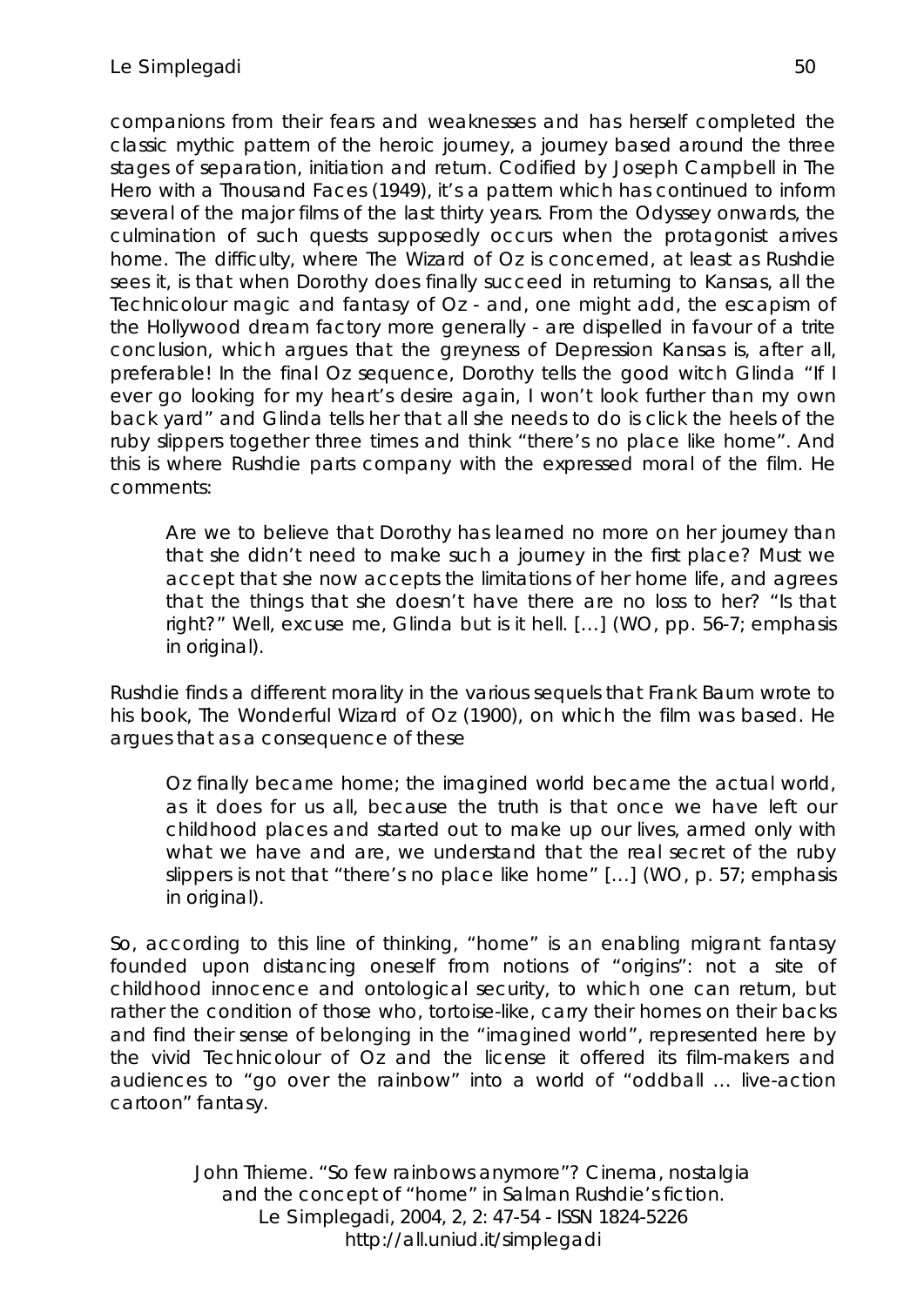companions from their fears and weaknesses and has herself completed the classic mythic pattern of the heroic journey, a journey based around the three stages of separation, initiation and return. Codified by Joseph Campbell in *The Hero with a Thousand Faces* (1949), it's a pattern which has continued to inform several of the major films of the last thirty years. From the Odyssey onwards, the culmination of such quests supposedly occurs when the protagonist arrives home. The difficulty, where *The Wizard of Oz* is concerned, at least as Rushdie sees it, is that when Dorothy does finally succeed in returning to Kansas, all the Technicolour magic and fantasy of Oz - and, one might add, the escapism of the Hollywood dream factory more generally - are dispelled in favour of a trite conclusion, which argues that the greyness of Depression Kansas is, after all, preferable! In the final Oz sequence, Dorothy tells the good witch Glinda "If I ever go looking for my heart's desire again, I won't look further than my own back yard" and Glinda tells her that all she needs to do is click the heels of the ruby slippers together three times and think "there's no place like home". And this is where Rushdie parts company with the expressed moral of the film. He comments:

> Are we to believe that Dorothy has learned no more on her journey than that she didn't need to make such a journey in the first place? Must we accept that she now *accepts the limitations of her home life*, and agrees that the things that she doesn't have there are no loss to her? "Is that right?" Well, excuse me, Glinda but is it hell. [...] (WO, pp. 56-7; emphasis in original).

Rushdie finds a different morality in the various sequels that Frank Baum wrote to his book, *The Wonderful Wizard of Oz* (1900), on which the film was based. He argues that as a consequence of these

> Oz finally became home; the imagined world became the actual world, as it does for us all, because the truth is that once we have left our childhood places and started out to make up our lives, armed only with what we have and are, we understand that the real secret of the ruby slippers is not that "there's no place like home" [...] (WO, p. 57; emphasis in original).

So, according to this line of thinking, "home" is an enabling migrant fantasy founded upon distancing oneself from notions of "origins": not a site of childhood innocence and ontological security, to which one can return, but rather the condition of those who, tortoise-like, carry their homes on their backs and find their sense of belonging in the "imagined world", represented here by the vivid Technicolour of Oz and the license it offered its film-makers and audiences to "go over the rainbow" into a world of "oddball ... live-action cartoon" fantasy.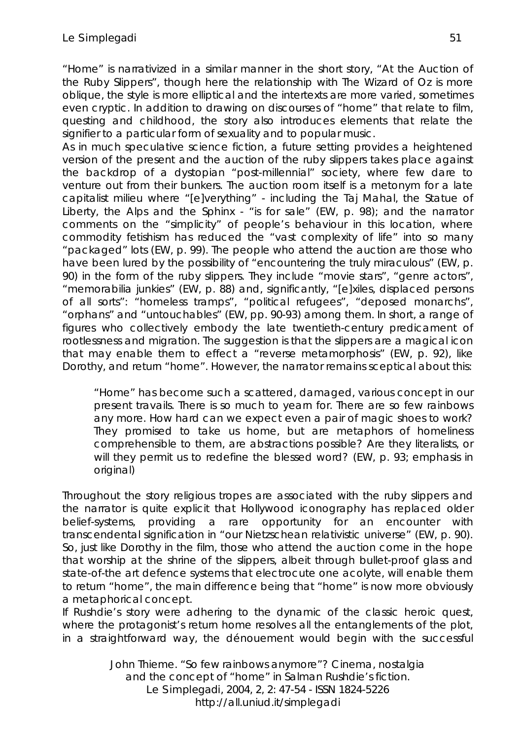"Home" is narrativized in a similar manner in the short story, "At the Auction of the Ruby Slippers", though here the relationship with The Wizard of Oz is more oblique, the style is more elliptical and the intertexts are more varied, sometimes even cryptic. In addition to drawing on discourses of "home" that relate to film, questing and childhood, the story also introduces elements that relate the signifier to a particular form of sexuality and to popular music.

As in much speculative science fiction, a future setting provides a heightened version of the present and the auction of the ruby slippers takes place against the backdrop of a dystopian "post-millennial" society, where few dare to venture out from their bunkers. The auction room itself is a metonym for a late capitalist milieu where "[e]verything" - including the Taj Mahal, the Statue of Liberty, the Alps and the Sphinx - "is for sale" (EW, p. 98); and the narrator comments on the "simplicity" of people's behaviour in this location, where commodity fetishism has reduced the "vast complexity of life" into so many "packaged" lots (EW, p. 99). The people who attend the auction are those who have been lured by the possibility of "encountering the truly miraculous" (EW, p. 90) in the form of the ruby slippers. They include "movie stars", "genre actors", "memorabilia junkies" (EW, p. 88) and, significantly, "[e]xiles, displaced persons of all sorts": "homeless tramps", "political refugees", "deposed monarchs", "orphans" and "untouchables" (EW, pp. 90-93) among them. In short, a range of figures who collectively embody the late twentieth-century predicament of rootlessness and migration. The suggestion is that the slippers are a magical icon that may enable them to effect a "reverse metamorphosis" (EW, p. 92), like Dorothy, and return "home". However, the narrator remains sceptical about this:

> "Home" has become such a scattered, damaged, various concept in our present travails. There is so much to yearn for. There are so few rainbows any more. How hard can we expect even a pair of magic shoes to work? They promised to take us home, but are metaphors of homeliness comprehensible to them, are abstractions possible? Are they literalists, or will they permit us to redefine the blessed word? (EW, p. 93; emphasis in original)

Throughout the story religious tropes are associated with the ruby slippers and the narrator is quite explicit that Hollywood iconography has replaced older belief-systems, providing a rare opportunity for an encounter with transcendental signification in "our Nietzschean relativistic universe" (EW, p. 90). So, just like Dorothy in the film, those who attend the auction come in the hope that worship at the shrine of the slippers, albeit through bullet-proof glass and state-of-the art defence systems that electrocute one acolyte, will enable them to return "home", the main difference being that "home" is now more obviously a metaphorical concept.

If Rushdie's story were adhering to the dynamic of the classic heroic quest, where the protagonist's return home resolves all the entanglements of the plot, in a straightforward way, the dénouement would begin with the successful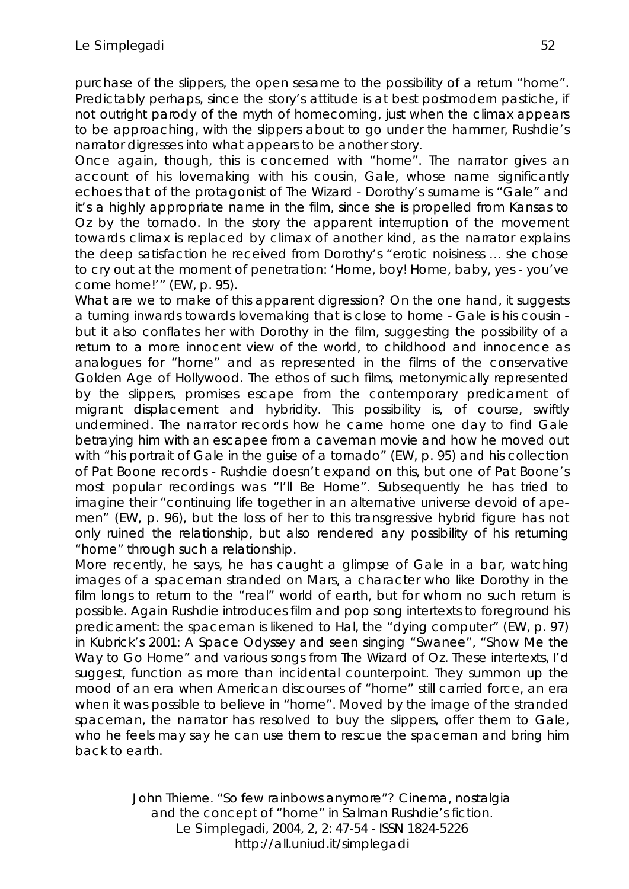purchase of the slippers, the open sesame to the possibility of a return "home". Predictably perhaps, since the story's attitude is at best postmodern pastiche, if not outright parody of the myth of homecoming, just when the climax appears to be approaching, with the slippers about to go under the hammer, Rushdie's narrator digresses into what appears to be another story.

Once again, though, this is concerned with "home". The narrator gives an account of his lovemaking with his cousin, Gale, whose name significantly echoes that of the protagonist of *The Wizard* - Dorothy's surname is "Gale" and it's a highly appropriate name in the film, since she is propelled from Kansas to Oz by the tornado. In the story the apparent interruption of the movement towards climax is replaced by climax of another kind, as the narrator explains the deep satisfaction he received from Dorothy's "erotic noisiness … she chose to cry out at the moment of penetration: 'Home, boy! Home, baby, yes - you've come home!'" (*EW*, p. 95).

What are we to make of this apparent digression? On the one hand, it suggests a turning inwards towards lovemaking that is close to home - Gale is his cousin - but it also conflates her with Dorothy in the film, suggesting the possibility of a return to a more innocent view of the world, to childhood and innocence as analogues for "home" and as represented in the films of the conservative Golden Age of Hollywood. The ethos of such films, metonymically represented by the slippers, promises escape from the contemporary predicament of migrant displacement and hybridity. This possibility is, of course, swiftly undermined. The narrator records how he came home one day to find Gale betraying him with an escapee from a caveman movie and how he moved out with "his portrait of Gale in the guise of a tornado" (*EW*, p. 95) and his collection of Pat Boone records - Rushdie doesn't expand on this, but one of Pat Boone's most popular recordings was "I'll Be Home". Subsequently he has tried to imagine their "continuing life together in an alternative universe devoid of ape-men" (*EW*, p. 96), but the loss of her to this transgressive hybrid figure has not only ruined the relationship, but also rendered any possibility of his returning "home" through such a relationship.

More recently, he says, he has caught a glimpse of Gale in a bar, watching images of a spaceman stranded on Mars, a character who like Dorothy in the film longs to return to the "real" world of earth, but for whom no such return is possible. Again Rushdie introduces film and pop song intertexts to foreground his predicament: the spaceman is likened to Hal, the "dying computer" (*EW*, p. 97) in Kubrick's *2001: A Space Odyssey* and seen singing "Swanee", "Show Me the Way to Go Home" and various songs from *The Wizard of Oz*. These intertexts, I'd suggest, function as more than incidental counterpoint. They summon up the mood of an era when American discourses of "home" still carried force, an era when it was possible to believe in "home". Moved by the image of the stranded spaceman, the narrator has resolved to buy the slippers, offer them to Gale, who he feels may say he can use them to rescue the spaceman and bring him back to earth.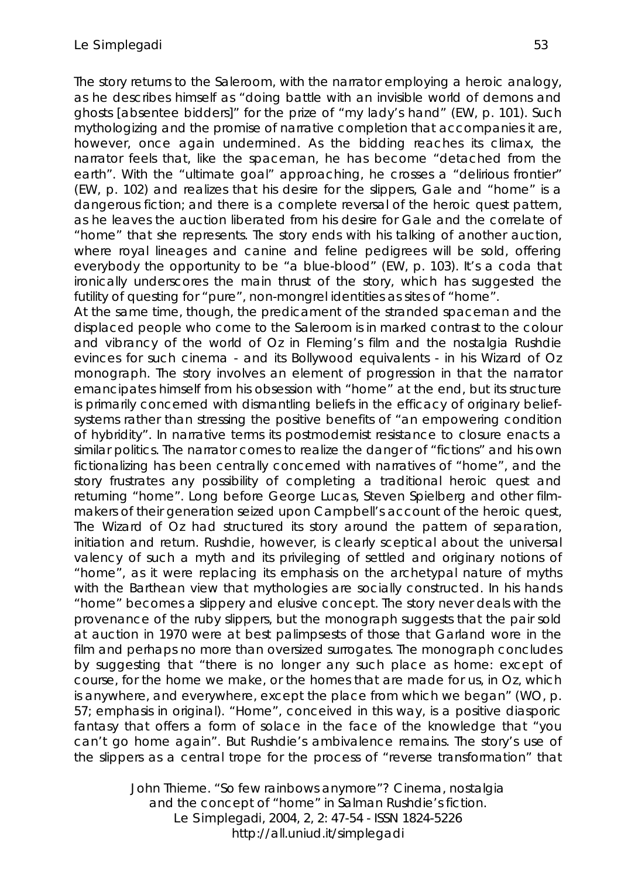The story returns to the Saleroom, with the narrator employing a heroic analogy, as he describes himself as "doing battle with an invisible world of demons and ghosts [absentee bidders]" for the prize of "my lady's hand" (EW, p. 101). Such mythologizing and the promise of narrative completion that accompanies it are, however, once again undermined. As the bidding reaches its climax, the narrator feels that, like the spaceman, he has become "detached from the earth". With the "ultimate goal" approaching, he crosses a "delirious frontier" (EW, p. 102) and realizes that his desire for the slippers, Gale and "home" is a dangerous fiction; and there is a complete reversal of the heroic quest pattern, as he leaves the auction liberated from his desire for Gale and the correlate of "home" that she represents. The story ends with his talking of another auction, where royal lineages and canine and feline pedigrees will be sold, offering everybody the opportunity to be "a blue-blood" (EW, p. 103). It's a coda that ironically underscores the main thrust of the story, which has suggested the futility of questing for "pure", non-mongrel identities as sites of "home".

At the same time, though, the predicament of the stranded spaceman and the displaced people who come to the Saleroom is in marked contrast to the colour and vibrancy of the world of Oz in Fleming's film and the nostalgia Rushdie evinces for such cinema - and its Bollywood equivalents - in his Wizard of Oz monograph. The story involves an element of progression in that the narrator emancipates himself from his obsession with "home" at the end, but its structure is primarily concerned with dismantling beliefs in the efficacy of originary belief-systems rather than stressing the positive benefits of "an empowering condition of hybridity". In narrative terms its postmodernist resistance to closure enacts a similar politics. The narrator comes to realize the danger of "fictions" and his own fictionalizing has been centrally concerned with narratives of "home", and the story frustrates any possibility of completing a traditional heroic quest and returning "home". Long before George Lucas, Steven Spielberg and other film-makers of their generation seized upon Campbell's account of the heroic quest, *The Wizard of Oz* had structured its story around the pattern of separation, initiation and return. Rushdie, however, is clearly sceptical about the universal valency of such a myth and its privileging of settled and originary notions of "home", as it were replacing its emphasis on the archetypal nature of myths with the Barthean view that mythologies are socially constructed. In his hands "home" becomes a slippery and elusive concept. The story never deals with the provenance of the ruby slippers, but the monograph suggests that the pair sold at auction in 1970 were at best palimpsests of those that Garland wore in the film and perhaps no more than oversized surrogates. The monograph concludes by suggesting that "there is no longer any such place as home: except of course, for the home we make, or the homes that are made for us, in Oz, which is anywhere, and everywhere, except the place from which we began" (WO, p. 57; emphasis in original). "Home", conceived in this way, is a positive diasporic fantasy that offers a form of solace in the face of the knowledge that "you can't go home again". But Rushdie's ambivalence remains. The story's use of the slippers as a central trope for the process of "reverse transformation" that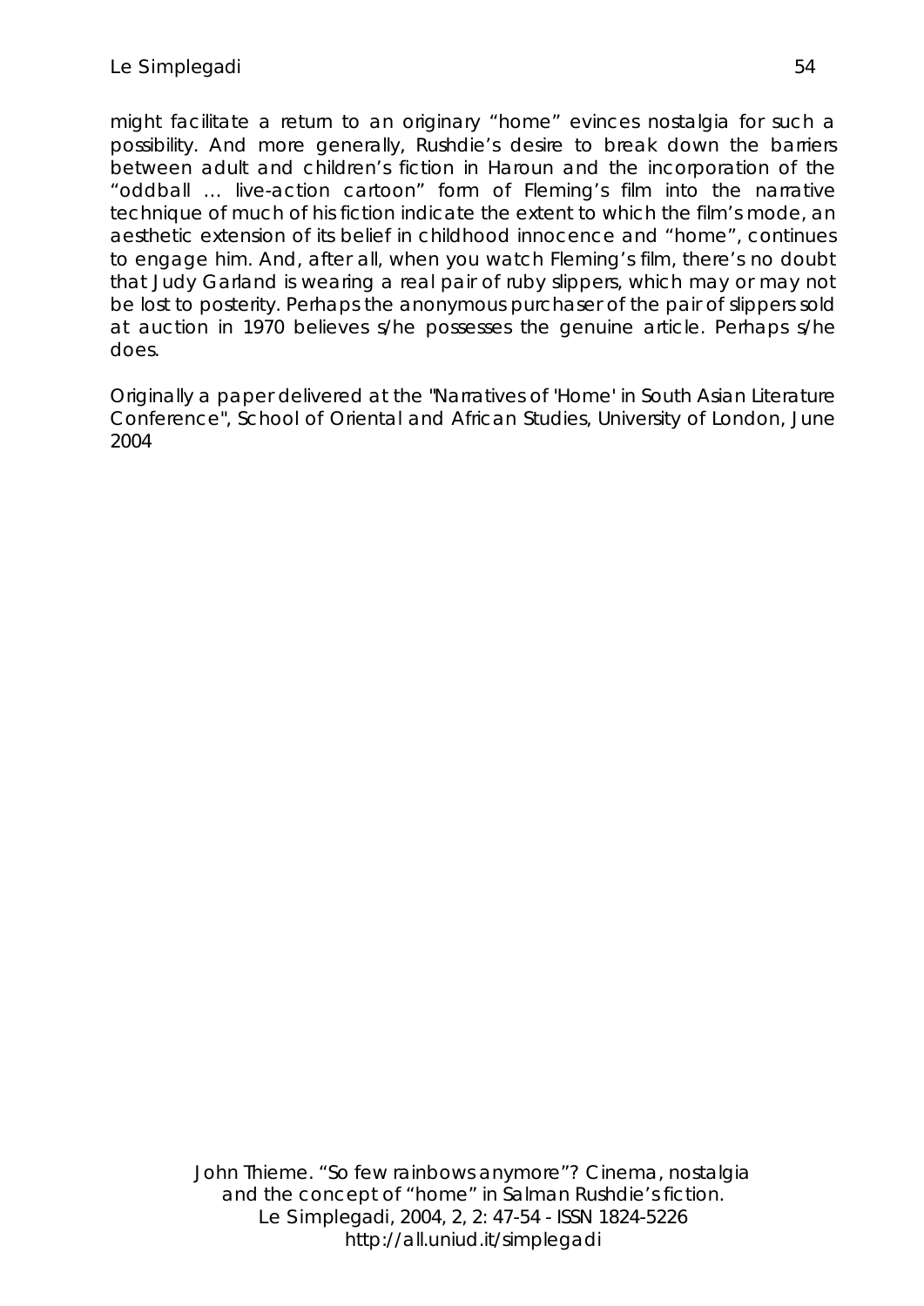might facilitate a return to an originary "home" evinces nostalgia for such a possibility. And more generally, Rushdie's desire to break down the barriers between adult and children's fiction in *Haroun* and the incorporation of the "oddball … live-action cartoon" form of Fleming's film into the narrative technique of much of his fiction indicate the extent to which the film's mode, an aesthetic extension of its belief in childhood innocence and "home", continues to engage him. And, after all, when you watch Fleming's film, there's no doubt that Judy Garland is wearing a real pair of ruby slippers, which may or may not be lost to posterity. Perhaps the anonymous purchaser of the pair of slippers sold at auction in 1970 believes s/he possesses the genuine article. Perhaps s/he does.

Originally a paper delivered at the "Narratives of 'Home' in South Asian Literature Conference", School of Oriental and African Studies, University of London, June 2004